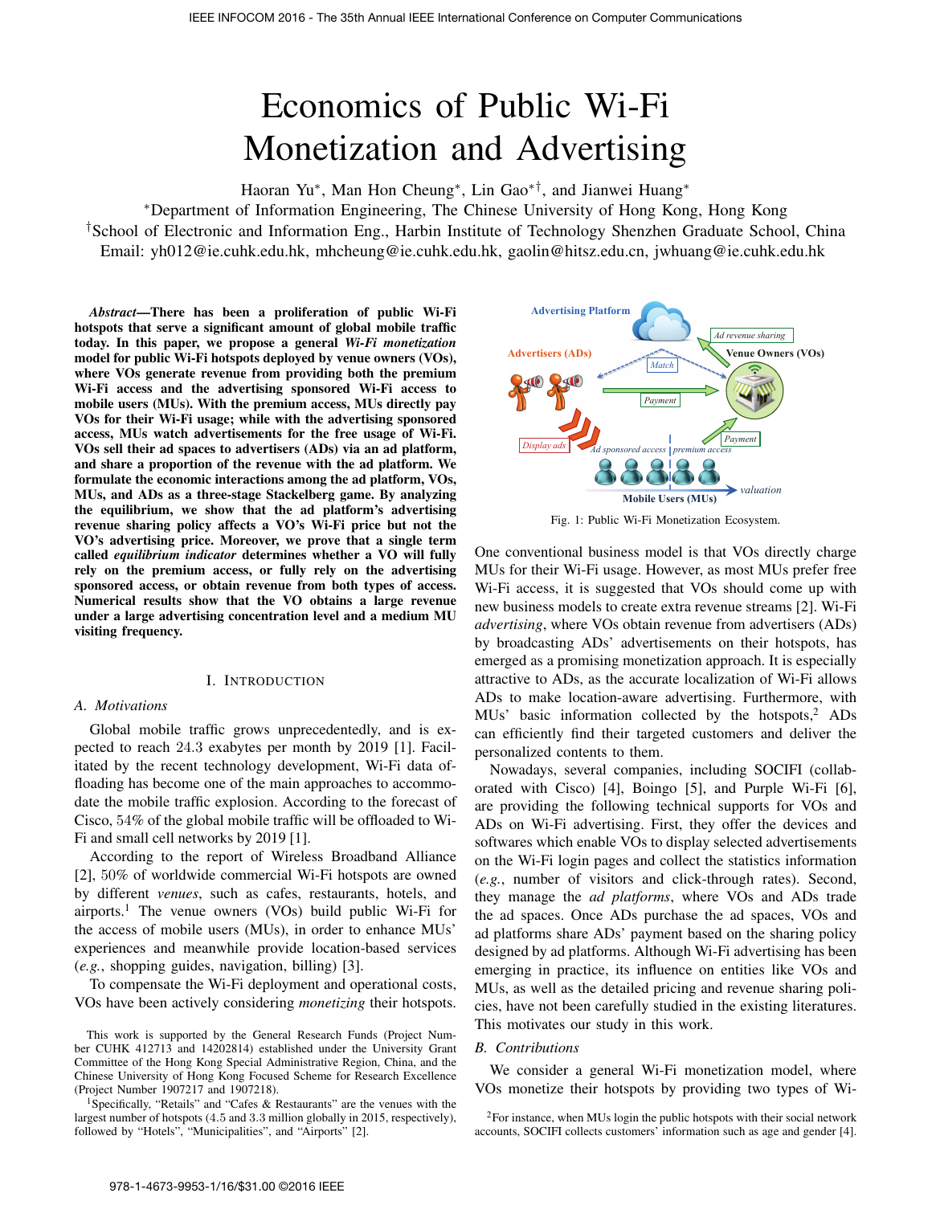# Economics of Public Wi-Fi Monetization and Advertising

Haoran Yu*, Man Hon Cheung*, Lin Gao*†, and Jianwei Huang*

*Department of Information Engineering, The Chinese University of Hong Kong, Hong Kong

†School of Electronic and Information Eng., Harbin Institute of Technology Shenzhen Graduate School, China

Email: yh012@ie.cuhk.edu.hk, mhcheung@ie.cuhk.edu.hk, gaolin@hitsz.edu.cn, jwhuang@ie.cuhk.edu.hk

***Abstract*—There has been a proliferation of public Wi-Fi hotspots that serve a significant amount of global mobile traffic today. In this paper, we propose a general *Wi-Fi monetization* model for public Wi-Fi hotspots deployed by venue owners (VOs), where VOs generate revenue from providing both the premium Wi-Fi access and the advertising sponsored Wi-Fi access to mobile users (MUs). With the premium access, MUs directly pay VOs for their Wi-Fi usage; while with the advertising sponsored access, MUs watch advertisements for the free usage of Wi-Fi. VOs sell their ad spaces to advertisers (ADs) via an ad platform, and share a proportion of the revenue with the ad platform. We formulate the economic interactions among the ad platform, VOs, MUs, and ADs as a three-stage Stackelberg game. By analyzing the equilibrium, we show that the ad platform's advertising revenue sharing policy affects a VO's Wi-Fi price but not the VO's advertising price. Moreover, we prove that a single term called *equilibrium indicator* determines whether a VO will fully rely on the premium access, or fully rely on the advertising sponsored access, or obtain revenue from both types of access. Numerical results show that the VO obtains a large revenue under a large advertising concentration level and a medium MU visiting frequency.**

## I. Introduction

### A. Motivations

Global mobile traffic grows unprecedentedly, and is expected to reach 24.3 exabytes per month by 2019 [1]. Facilitated by the recent technology development, Wi-Fi data offloading has become one of the main approaches to accommodate the mobile traffic explosion. According to the forecast of Cisco, 54% of the global mobile traffic will be offloaded to Wi-Fi and small cell networks by 2019 [1].

According to the report of Wireless Broadband Alliance [2], 50% of worldwide commercial Wi-Fi hotspots are owned by different *venues*, such as cafes, restaurants, hotels, and airports.[1] The venue owners (VOs) build public Wi-Fi for the access of mobile users (MUs), in order to enhance MUs' experiences and meanwhile provide location-based services (*e.g.*, shopping guides, navigation, billing) [3].

To compensate the Wi-Fi deployment and operational costs, VOs have been actively considering *monetizing* their hotspots.

Advertising Platform · Ad revenue sharing · Advertisers (ADs) · Venue Owners (VOs) · Match · Payment · Display ads · Ad sponsored access · premium access · Payment · valuation · Mobile Users (MUs)

Fig. 1: Public Wi-Fi Monetization Ecosystem.

One conventional business model is that VOs directly charge MUs for their Wi-Fi usage. However, as most MUs prefer free Wi-Fi access, it is suggested that VOs should come up with new business models to create extra revenue streams [2]. Wi-Fi *advertising*, where VOs obtain revenue from advertisers (ADs) by broadcasting ADs' advertisements on their hotspots, has emerged as a promising monetization approach. It is especially attractive to ADs, as the accurate localization of Wi-Fi allows ADs to make location-aware advertising. Furthermore, with MUs' basic information collected by the hotspots,[2] ADs can efficiently find their targeted customers and deliver the personalized contents to them.

Nowadays, several companies, including SOCIFI (collaborated with Cisco) [4], Boingo [5], and Purple Wi-Fi [6], are providing the following technical supports for VOs and ADs on Wi-Fi advertising. First, they offer the devices and softwares which enable VOs to display selected advertisements on the Wi-Fi login pages and collect the statistics information (*e.g.*, number of visitors and click-through rates). Second, they manage the *ad platforms*, where VOs and ADs trade the ad spaces. Once ADs purchase the ad spaces, VOs and ad platforms share ADs' payment based on the sharing policy designed by ad platforms. Although Wi-Fi advertising has been emerging in practice, its influence on entities like VOs and MUs, as well as the detailed pricing and revenue sharing policies, have not been carefully studied in the existing literatures. This motivates our study in this work.

### B. Contributions

We consider a general Wi-Fi monetization model, where VOs monetize their hotspots by providing two types of Wi-

This work is supported by the General Research Funds (Project Number CUHK 412713 and 14202814) established under the University Grant Committee of the Hong Kong Special Administrative Region, China, and the Chinese University of Hong Kong Focused Scheme for Research Excellence (Project Number 1907217 and 1907218).

[1] Specifically, "Retails" and "Cafes & Restaurants" are the venues with the largest number of hotspots (4.5 and 3.3 million globally in 2015, respectively), followed by "Hotels", "Municipalities", and "Airports" [2].

[2] For instance, when MUs login the public hotspots with their social network accounts, SOCIFI collects customers' information such as age and gender [4].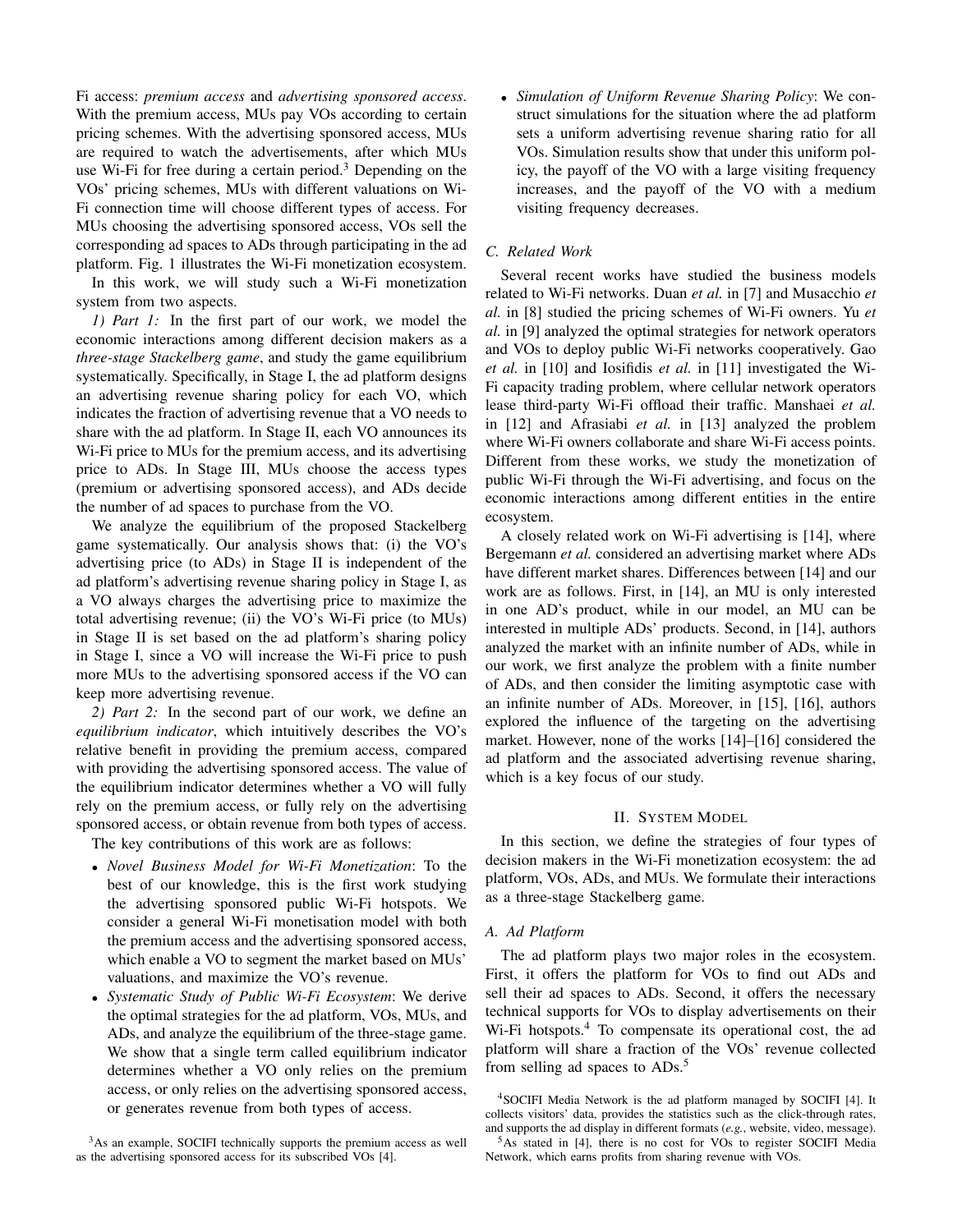Fi access: *premium access* and *advertising sponsored access*. With the premium access, MUs pay VOs according to certain pricing schemes. With the advertising sponsored access, MUs are required to watch the advertisements, after which MUs use Wi-Fi for free during a certain period.[3] Depending on the VOs' pricing schemes, MUs with different valuations on Wi-Fi connection time will choose different types of access. For MUs choosing the advertising sponsored access, VOs sell the corresponding ad spaces to ADs through participating in the ad platform. Fig. 1 illustrates the Wi-Fi monetization ecosystem.

In this work, we will study such a Wi-Fi monetization system from two aspects.

*1) Part 1:* In the first part of our work, we model the economic interactions among different decision makers as a *three-stage Stackelberg game*, and study the game equilibrium systematically. Specifically, in Stage I, the ad platform designs an advertising revenue sharing policy for each VO, which indicates the fraction of advertising revenue that a VO needs to share with the ad platform. In Stage II, each VO announces its Wi-Fi price to MUs for the premium access, and its advertising price to ADs. In Stage III, MUs choose the access types (premium or advertising sponsored access), and ADs decide the number of ad spaces to purchase from the VO.

We analyze the equilibrium of the proposed Stackelberg game systematically. Our analysis shows that: (i) the VO's advertising price (to ADs) in Stage II is independent of the ad platform's advertising revenue sharing policy in Stage I, as a VO always charges the advertising price to maximize the total advertising revenue; (ii) the VO's Wi-Fi price (to MUs) in Stage II is set based on the ad platform's sharing policy in Stage I, since a VO will increase the Wi-Fi price to push more MUs to the advertising sponsored access if the VO can keep more advertising revenue.

*2) Part 2:* In the second part of our work, we define an *equilibrium indicator*, which intuitively describes the VO's relative benefit in providing the premium access, compared with providing the advertising sponsored access. The value of the equilibrium indicator determines whether a VO will fully rely on the premium access, or fully rely on the advertising sponsored access, or obtain revenue from both types of access.

The key contributions of this work are as follows:

- *Novel Business Model for Wi-Fi Monetization*: To the best of our knowledge, this is the first work studying the advertising sponsored public Wi-Fi hotspots. We consider a general Wi-Fi monetisation model with both the premium access and the advertising sponsored access, which enable a VO to segment the market based on MUs' valuations, and maximize the VO's revenue.
- *Systematic Study of Public Wi-Fi Ecosystem*: We derive the optimal strategies for the ad platform, VOs, MUs, and ADs, and analyze the equilibrium of the three-stage game. We show that a single term called equilibrium indicator determines whether a VO only relies on the premium access, or only relies on the advertising sponsored access, or generates revenue from both types of access.
- *Simulation of Uniform Revenue Sharing Policy*: We construct simulations for the situation where the ad platform sets a uniform advertising revenue sharing ratio for all VOs. Simulation results show that under this uniform policy, the payoff of the VO with a large visiting frequency increases, and the payoff of the VO with a medium visiting frequency decreases.

### C. Related Work

Several recent works have studied the business models related to Wi-Fi networks. Duan *et al.* in [7] and Musacchio *et al.* in [8] studied the pricing schemes of Wi-Fi owners. Yu *et al.* in [9] analyzed the optimal strategies for network operators and VOs to deploy public Wi-Fi networks cooperatively. Gao *et al.* in [10] and Iosifidis *et al.* in [11] investigated the Wi-Fi capacity trading problem, where cellular network operators lease third-party Wi-Fi offload their traffic. Manshaei *et al.* in [12] and Afrasiabi *et al.* in [13] analyzed the problem where Wi-Fi owners collaborate and share Wi-Fi access points. Different from these works, we study the monetization of public Wi-Fi through the Wi-Fi advertising, and focus on the economic interactions among different entities in the entire ecosystem.

A closely related work on Wi-Fi advertising is [14], where Bergemann *et al.* considered an advertising market where ADs have different market shares. Differences between [14] and our work are as follows. First, in [14], an MU is only interested in one AD's product, while in our model, an MU can be interested in multiple ADs' products. Second, in [14], authors analyzed the market with an infinite number of ADs, while in our work, we first analyze the problem with a finite number of ADs, and then consider the limiting asymptotic case with an infinite number of ADs. Moreover, in [15], [16], authors explored the influence of the targeting on the advertising market. However, none of the works [14]–[16] considered the ad platform and the associated advertising revenue sharing, which is a key focus of our study.

## II. System Model

In this section, we define the strategies of four types of decision makers in the Wi-Fi monetization ecosystem: the ad platform, VOs, ADs, and MUs. We formulate their interactions as a three-stage Stackelberg game.

### A. Ad Platform

The ad platform plays two major roles in the ecosystem. First, it offers the platform for VOs to find out ADs and sell their ad spaces to ADs. Second, it offers the necessary technical supports for VOs to display advertisements on their Wi-Fi hotspots.[4] To compensate its operational cost, the ad platform will share a fraction of the VOs' revenue collected from selling ad spaces to ADs.[5]

[3] As an example, SOCIFI technically supports the premium access as well as the advertising sponsored access for its subscribed VOs [4].

[4] SOCIFI Media Network is the ad platform managed by SOCIFI [4]. It collects visitors' data, provides the statistics such as the click-through rates, and supports the ad display in different formats (*e.g.*, website, video, message).

[5] As stated in [4], there is no cost for VOs to register SOCIFI Media Network, which earns profits from sharing revenue with VOs.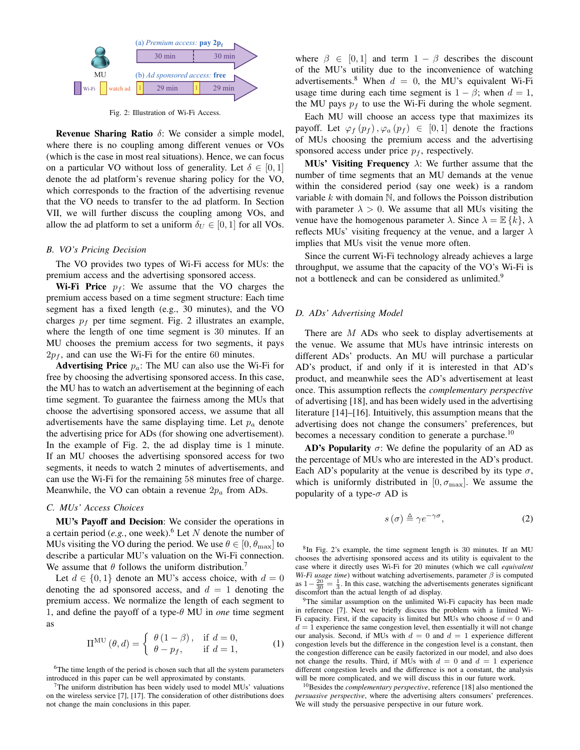Fig. 2: Illustration of Wi-Fi Access.

**Revenue Sharing Ratio** $\delta$: We consider a simple model, where there is no coupling among different venues or VOs (which is the case in most real situations). Hence, we can focus on a particular VO without loss of generality. Let $\delta \in [0,1]$ denote the ad platform's revenue sharing policy for the VO, which corresponds to the fraction of the advertising revenue that the VO needs to transfer to the ad platform. In Section VII, we will further discuss the coupling among VOs, and allow the ad platform to set a uniform $\delta_U \in [0,1]$ for all VOs.

### B. VO's Pricing Decision

The VO provides two types of Wi-Fi access for MUs: the premium access and the advertising sponsored access.

**Wi-Fi Price** $p_f$: We assume that the VO charges the premium access based on a time segment structure: Each time segment has a fixed length (e.g., 30 minutes), and the VO charges $p_f$ per time segment. Fig. 2 illustrates an example, where the length of one time segment is 30 minutes. If an MU chooses the premium access for two segments, it pays $2p_f$, and can use the Wi-Fi for the entire 60 minutes.

**Advertising Price** $p_a$: The MU can also use the Wi-Fi for free by choosing the advertising sponsored access. In this case, the MU has to watch an advertisement at the beginning of each time segment. To guarantee the fairness among the MUs that choose the advertising sponsored access, we assume that all advertisements have the same displaying time. Let $p_a$ denote the advertising price for ADs (for showing one advertisement). In the example of Fig. 2, the ad display time is 1 minute. If an MU chooses the advertising sponsored access for two segments, it needs to watch 2 minutes of advertisements, and can use the Wi-Fi for the remaining 58 minutes free of charge. Meanwhile, the VO can obtain a revenue $2p_a$ from ADs.

### C. MUs' Access Choices

**MU's Payoff and Decision**: We consider the operations in a certain period (*e.g.*, one week).[6] Let $N$ denote the number of MUs visiting the VO during the period. We use $\theta \in [0,\theta_{\max})$ to describe a particular MU's valuation on the Wi-Fi connection. We assume that $\theta$ follows the uniform distribution.[7]

Let $d \in \{0,1\}$ denote an MU's access choice, with $d=0$ denoting the ad sponsored access, and $d=1$ denoting the premium access. We normalize the length of each segment to 1, and define the payoff of a type-$\theta$ MU in *one* time segment as

$$\Pi^{\rm MU}(\theta,d) = \begin{cases} \theta(1-\beta), & \text{if } d=0, \\ \theta - p_f, & \text{if } d=1, \end{cases} \tag{1}$$

where $\beta \in [0,1]$ and term $1-\beta$ describes the discount of the MU's utility due to the inconvenience of watching advertisements.[8] When $d=0$, the MU's equivalent Wi-Fi usage time during each time segment is $1-\beta$; when $d=1$, the MU pays $p_f$ to use the Wi-Fi during the whole segment.

Each MU will choose an access type that maximizes its payoff. Let $\varphi_f(p_f), \varphi_a(p_f) \in [0,1]$ denote the fractions of MUs choosing the premium access and the advertising sponsored access under price $p_f$, respectively.

**MUs' Visiting Frequency** $\lambda$: We further assume that the number of time segments that an MU demands at the venue within the considered period (say one week) is a random variable $k$ with domain $\mathbb{N}$, and follows the Poisson distribution with parameter $\lambda > 0$. We assume that all MUs visiting the venue have the homogenous parameter $\lambda$. Since $\lambda = \mathbb{E}\{k\}$, $\lambda$ reflects MUs' visiting frequency at the venue, and a larger $\lambda$ implies that MUs visit the venue more often.

Since the current Wi-Fi technology already achieves a large throughput, we assume that the capacity of the VO's Wi-Fi is not a bottleneck and can be considered as unlimited.[9]

### D. ADs' Advertising Model

There are $M$ ADs who seek to display advertisements at the venue. We assume that MUs have intrinsic interests on different ADs' products. An MU will purchase a particular AD's product, if and only if it is interested in that AD's product, and meanwhile sees the AD's advertisement at least once. This assumption reflects the *complementary perspective* of advertising [18], and has been widely used in the advertising literature [14]–[16]. Intuitively, this assumption means that the advertising does not change the consumers' preferences, but becomes a necessary condition to generate a purchase.[10]

**AD's Popularity** $\sigma$: We define the popularity of an AD as the percentage of MUs who are interested in the AD's product. Each AD's popularity at the venue is described by its type $\sigma$, which is uniformly distributed in $[0,\sigma_{\max}]$. We assume the popularity of a type-$\sigma$ AD is

$$s(\sigma) \triangleq \gamma e^{-\gamma\sigma}, \tag{2}$$

[6] The time length of the period is chosen such that all the system parameters introduced in this paper can be well approximated by constants.

[7] The uniform distribution has been widely used to model MUs' valuations on the wireless service [7], [17]. The consideration of other distributions does not change the main conclusions in this paper.

[8] In Fig. 2's example, the time segment length is 30 minutes. If an MU chooses the advertising sponsored access and its utility is equivalent to the case where it directly uses Wi-Fi for 20 minutes (which we call *equivalent Wi-Fi usage time*) without watching advertisements, parameter $\beta$ is computed as $1-\frac{20}{30}=\frac{1}{3}$. In this case, watching the advertisements generates significant discomfort than the actual length of ad display.

[9] The similar assumption on the unlimited Wi-Fi capacity has been made in reference [7]. Next we briefly discuss the problem with a limited Wi-Fi capacity. First, if the capacity is limited but MUs who choose $d=0$ and $d=1$ experience the same congestion level, then essentially it will not change our analysis. Second, if MUs with $d=0$ and $d=1$ experience different congestion levels but the difference in the congestion level is a constant, then the congestion difference can be easily factorized in our model, and also does not change the results. Third, if MUs with $d=0$ and $d=1$ experience different congestion levels and the difference is not a constant, the analysis will be more complicated, and we will discuss this in our future work.

[10] Besides the *complementary perspective*, reference [18] also mentioned the *persuasive perspective*, where the advertising alters consumers' preferences. We will study the persuasive perspective in our future work.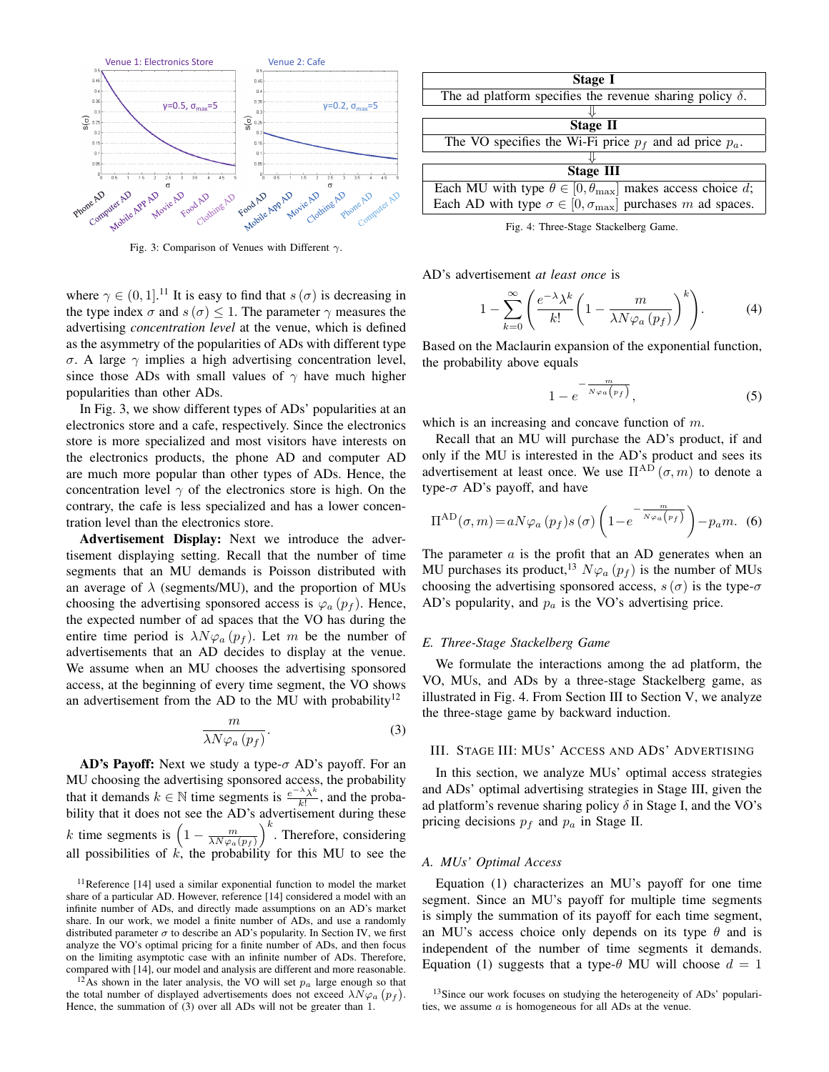Fig. 3: Comparison of Venues with Different $\gamma$.

where $\gamma \in (0, 1]$.[11] It is easy to find that $s(\sigma)$ is decreasing in the type index $\sigma$ and $s(\sigma) \leq 1$. The parameter $\gamma$ measures the advertising *concentration level* at the venue, which is defined as the asymmetry of the popularities of ADs with different type $\sigma$. A large $\gamma$ implies a high advertising concentration level, since those ADs with small values of $\gamma$ have much higher popularities than other ADs.

In Fig. 3, we show different types of ADs' popularities at an electronics store and a cafe, respectively. Since the electronics store is more specialized and most visitors have interests on the electronics products, the phone AD and computer AD are much more popular than other types of ADs. Hence, the concentration level $\gamma$ of the electronics store is high. On the contrary, the cafe is less specialized and has a lower concentration level than the electronics store.

**Advertisement Display:** Next we introduce the advertisement displaying setting. Recall that the number of time segments that an MU demands is Poisson distributed with an average of $\lambda$ (segments/MU), and the proportion of MUs choosing the advertising sponsored access is $\varphi_a(p_f)$. Hence, the expected number of ad spaces that the VO has during the entire time period is $\lambda N \varphi_a(p_f)$. Let $m$ be the number of advertisements that an AD decides to display at the venue. We assume when an MU chooses the advertising sponsored access, at the beginning of every time segment, the VO shows an advertisement from the AD to the MU with probability[12]

$$\frac{m}{\lambda N \varphi_a(p_f)}. \tag{3}$$

**AD's Payoff:** Next we study a type-$\sigma$ AD's payoff. For an MU choosing the advertising sponsored access, the probability that it demands $k \in \mathbb{N}$ time segments is $\frac{e^{-\lambda}\lambda^k}{k!}$, and the probability that it does not see the AD's advertisement during these $k$ time segments is $\left(1 - \frac{m}{\lambda N \varphi_a(p_f)}\right)^k$. Therefore, considering all possibilities of $k$, the probability for this MU to see the AD's advertisement *at least once* is

$$1 - \sum_{k=0}^{\infty}\left(\frac{e^{-\lambda}\lambda^k}{k!}\left(1 - \frac{m}{\lambda N \varphi_a(p_f)}\right)^k\right). \tag{4}$$

Based on the Maclaurin expansion of the exponential function, the probability above equals

$$1 - e^{-\frac{m}{N\varphi_a(p_f)}}, \tag{5}$$

which is an increasing and concave function of $m$.

Recall that an MU will purchase the AD's product, if and only if the MU is interested in the AD's product and sees its advertisement at least once. We use $\Pi^{\text{AD}}(\sigma, m)$ to denote a type-$\sigma$ AD's payoff, and have

$$\Pi^{\text{AD}}(\sigma, m) = aN\varphi_a(p_f)s(\sigma)\left(1 - e^{-\frac{m}{N\varphi_a(p_f)}}\right) - p_a m. \tag{6}$$

The parameter $a$ is the profit that an AD generates when an MU purchases its product,[13] $N\varphi_a(p_f)$ is the number of MUs choosing the advertising sponsored access, $s(\sigma)$ is the type-$\sigma$ AD's popularity, and $p_a$ is the VO's advertising price.

### E. Three-Stage Stackelberg Game

We formulate the interactions among the ad platform, the VO, MUs, and ADs by a three-stage Stackelberg game, as illustrated in Fig. 4. From Section III to Section V, we analyze the three-stage game by backward induction.

| **Stage I** |
|---|
| The ad platform specifies the revenue sharing policy $\delta$. |
| ⇓ |
| **Stage II** |
| The VO specifies the Wi-Fi price $p_f$ and ad price $p_a$. |
| ⇓ |
| **Stage III** |
| Each MU with type $\theta \in [0, \theta_{\max}]$ makes access choice $d$; Each AD with type $\sigma \in [0, \sigma_{\max}]$ purchases $m$ ad spaces. |

Fig. 4: Three-Stage Stackelberg Game.

## III. Stage III: MUs' Access and ADs' Advertising

In this section, we analyze MUs' optimal access strategies and ADs' optimal advertising strategies in Stage III, given the ad platform's revenue sharing policy $\delta$ in Stage I, and the VO's pricing decisions $p_f$ and $p_a$ in Stage II.

### A. MUs' Optimal Access

Equation (1) characterizes an MU's payoff for one time segment. Since an MU's payoff for multiple time segments is simply the summation of its payoff for each time segment, an MU's access choice only depends on its type $\theta$ and is independent of the number of time segments it demands. Equation (1) suggests that a type-$\theta$ MU will choose $d = 1$

[11] Reference [14] used a similar exponential function to model the market share of a particular AD. However, reference [14] considered a model with an infinite number of ADs, and directly made assumptions on an AD's market share. In our work, we model a finite number of ADs, and use a randomly distributed parameter $\sigma$ to describe an AD's popularity. In Section IV, we first analyze the VO's optimal pricing for a finite number of ADs, and then focus on the limiting asymptotic case with an infinite number of ADs. Therefore, compared with [14], our model and analysis are different and more reasonable.

[12] As shown in the later analysis, the VO will set $p_a$ large enough so that the total number of displayed advertisements does not exceed $\lambda N \varphi_a(p_f)$. Hence, the summation of (3) over all ADs will not be greater than 1.

[13] Since our work focuses on studying the heterogeneity of ADs' popularities, we assume $a$ is homogeneous for all ADs at the venue.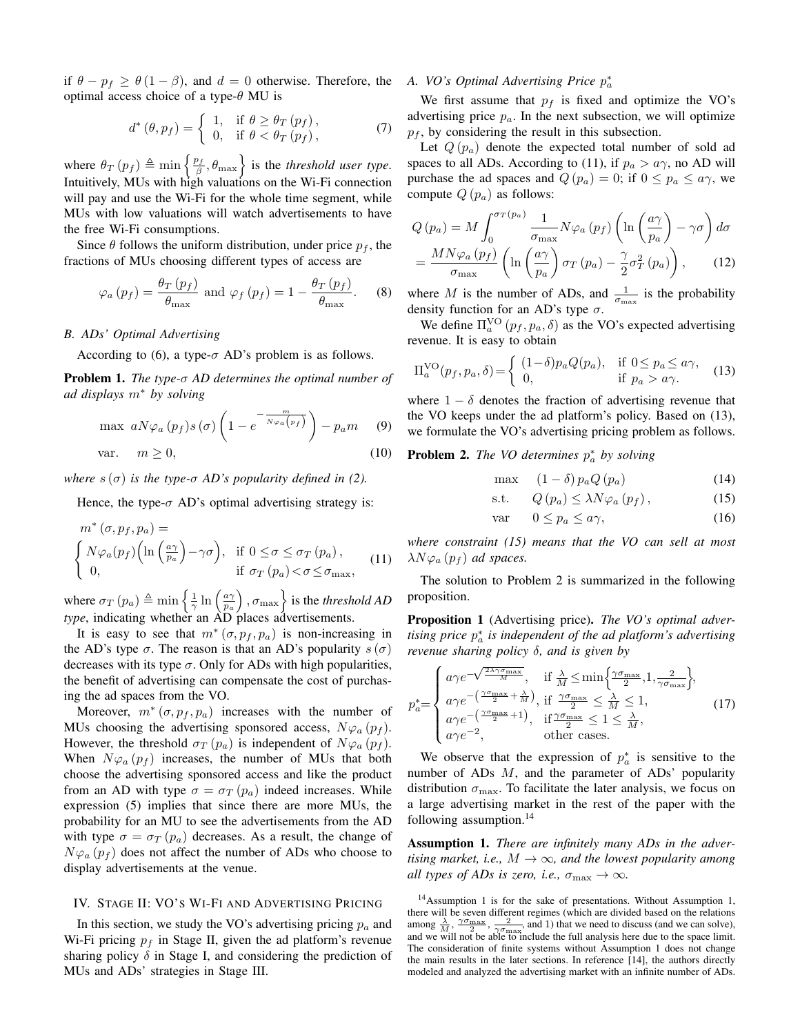if $\theta - p_f \geq \theta(1-\beta)$, and $d = 0$ otherwise. Therefore, the optimal access choice of a type-$\theta$ MU is

$$d^*(\theta, p_f) = \begin{cases} 1, & \text{if } \theta \geq \theta_T(p_f), \\ 0, & \text{if } \theta < \theta_T(p_f), \end{cases} \tag{7}$$

where $\theta_T(p_f) \triangleq \min\left\{\frac{p_f}{\beta}, \theta_{\max}\right\}$ is the *threshold user type*. Intuitively, MUs with high valuations on the Wi-Fi connection will pay and use the Wi-Fi for the whole time segment, while MUs with low valuations will watch advertisements to have the free Wi-Fi consumptions.

Since $\theta$ follows the uniform distribution, under price $p_f$, the fractions of MUs choosing different types of access are

$$\varphi_a(p_f) = \frac{\theta_T(p_f)}{\theta_{\max}} \text{ and } \varphi_f(p_f) = 1 - \frac{\theta_T(p_f)}{\theta_{\max}}. \tag{8}$$

### B. ADs' Optimal Advertising

According to (6), a type-$\sigma$ AD's problem is as follows.

**Problem 1.** *The type-$\sigma$ AD determines the optimal number of ad displays $m^*$ by solving*

$$\max \; aN\varphi_a(p_f)s(\sigma)\left(1 - e^{-\frac{m}{N\varphi_a(p_f)}}\right) - p_a m \tag{9}$$

$$\text{var.} \quad m \geq 0, \tag{10}$$

*where $s(\sigma)$ is the type-$\sigma$ AD's popularity defined in (2).*

Hence, the type-$\sigma$ AD's optimal advertising strategy is:

$$m^*(\sigma, p_f, p_a) = \begin{cases} N\varphi_a(p_f)\left(\ln\left(\frac{a\gamma}{p_a}\right) - \gamma\sigma\right), & \text{if } 0 \leq \sigma \leq \sigma_T(p_a), \\ 0, & \text{if } \sigma_T(p_a) < \sigma \leq \sigma_{\max}, \end{cases} \tag{11}$$

where $\sigma_T(p_a) \triangleq \min\left\{\frac{1}{\gamma}\ln\left(\frac{a\gamma}{p_a}\right), \sigma_{\max}\right\}$ is the *threshold AD type*, indicating whether an AD places advertisements.

It is easy to see that $m^*(\sigma, p_f, p_a)$ is non-increasing in the AD's type $\sigma$. The reason is that an AD's popularity $s(\sigma)$ decreases with its type $\sigma$. Only for ADs with high popularities, the benefit of advertising can compensate the cost of purchasing the ad spaces from the VO.

Moreover, $m^*(\sigma, p_f, p_a)$ increases with the number of MUs choosing the advertising sponsored access, $N\varphi_a(p_f)$. However, the threshold $\sigma_T(p_a)$ is independent of $N\varphi_a(p_f)$. When $N\varphi_a(p_f)$ increases, the number of MUs that both choose the advertising sponsored access and like the product from an AD with type $\sigma = \sigma_T(p_a)$ indeed increases. While expression (5) implies that since there are more MUs, the probability for an MU to see the advertisements from the AD with type $\sigma = \sigma_T(p_a)$ decreases. As a result, the change of $N\varphi_a(p_f)$ does not affect the number of ADs who choose to display advertisements at the venue.

## IV. Stage II: VO's Wi-Fi and Advertising Pricing

In this section, we study the VO's advertising pricing $p_a$ and Wi-Fi pricing $p_f$ in Stage II, given the ad platform's revenue sharing policy $\delta$ in Stage I, and considering the prediction of MUs and ADs' strategies in Stage III.

### A. VO's Optimal Advertising Price $p_a^*$

We first assume that $p_f$ is fixed and optimize the VO's advertising price $p_a$. In the next subsection, we will optimize $p_f$, by considering the result in this subsection.

Let $Q(p_a)$ denote the expected total number of sold ad spaces to all ADs. According to (11), if $p_a > a\gamma$, no AD will purchase the ad spaces and $Q(p_a) = 0$; if $0 \leq p_a \leq a\gamma$, we compute $Q(p_a)$ as follows:

$$\begin{aligned} Q(p_a) &= M\int_0^{\sigma_T(p_a)} \frac{1}{\sigma_{\max}} N\varphi_a(p_f)\left(\ln\left(\frac{a\gamma}{p_a}\right) - \gamma\sigma\right)d\sigma \\ &= \frac{MN\varphi_a(p_f)}{\sigma_{\max}}\left(\ln\left(\frac{a\gamma}{p_a}\right)\sigma_T(p_a) - \frac{\gamma}{2}\sigma_T^2(p_a)\right), \end{aligned} \tag{12}$$

where $M$ is the number of ADs, and $\frac{1}{\sigma_{\max}}$ is the probability density function for an AD's type $\sigma$.

We define $\Pi_a^{\text{VO}}(p_f, p_a, \delta)$ as the VO's expected advertising revenue. It is easy to obtain

$$\Pi_a^{\text{VO}}(p_f, p_a, \delta) = \begin{cases} (1-\delta)p_a Q(p_a), & \text{if } 0 \leq p_a \leq a\gamma, \\ 0, & \text{if } p_a > a\gamma. \end{cases} \tag{13}$$

where $1-\delta$ denotes the fraction of advertising revenue that the VO keeps under the ad platform's policy. Based on (13), we formulate the VO's advertising pricing problem as follows.

**Problem 2.** *The VO determines $p_a^*$ by solving*

$$\max \quad (1-\delta)p_a Q(p_a) \tag{14}$$

$$\text{s.t.} \quad Q(p_a) \leq \lambda N\varphi_a(p_f), \tag{15}$$

$$\text{var} \quad 0 \leq p_a \leq a\gamma, \tag{16}$$

*where constraint (15) means that the VO can sell at most $\lambda N\varphi_a(p_f)$ ad spaces.*

The solution to Problem 2 is summarized in the following proposition.

**Proposition 1** (Advertising price). *The VO's optimal advertising price $p_a^*$ is independent of the ad platform's advertising revenue sharing policy $\delta$, and is given by*

$$p_a^* = \begin{cases} a\gamma e^{-\sqrt{\frac{2\lambda\gamma\sigma_{\max}}{M}}}, & \text{if } \frac{\lambda}{M} \leq \min\left\{\frac{\gamma\sigma_{\max}}{2}, 1, \frac{2}{\gamma\sigma_{\max}}\right\}, \\ a\gamma e^{-\left(\frac{\gamma\sigma_{\max}}{2} + \frac{\lambda}{M}\right)}, & \text{if } \frac{\gamma\sigma_{\max}}{2} \leq \frac{\lambda}{M} \leq 1, \\ a\gamma e^{-\left(\frac{\gamma\sigma_{\max}}{2} + 1\right)}, & \text{if } \frac{\gamma\sigma_{\max}}{2} \leq 1 \leq \frac{\lambda}{M}, \\ a\gamma e^{-2}, & \text{other cases.} \end{cases} \tag{17}$$

We observe that the expression of $p_a^*$ is sensitive to the number of ADs $M$, and the parameter of ADs' popularity distribution $\sigma_{\max}$. To facilitate the later analysis, we focus on a large advertising market in the rest of the paper with the following assumption.[14]

**Assumption 1.** *There are infinitely many ADs in the advertising market, i.e., $M \to \infty$, and the lowest popularity among all types of ADs is zero, i.e., $\sigma_{\max} \to \infty$.*

[14]Assumption 1 is for the sake of presentations. Without Assumption 1, there will be seven different regimes (which are divided based on the relations among $\frac{\lambda}{M}$, $\frac{\gamma\sigma_{\max}}{2}$, $\frac{2}{\gamma\sigma_{\max}}$, and 1) that we need to discuss (and we can solve), and we will not be able to include the full analysis here due to the space limit. The consideration of finite systems without Assumption 1 does not change the main results in the later sections. In reference [14], the authors directly modeled and analyzed the advertising market with an infinite number of ADs.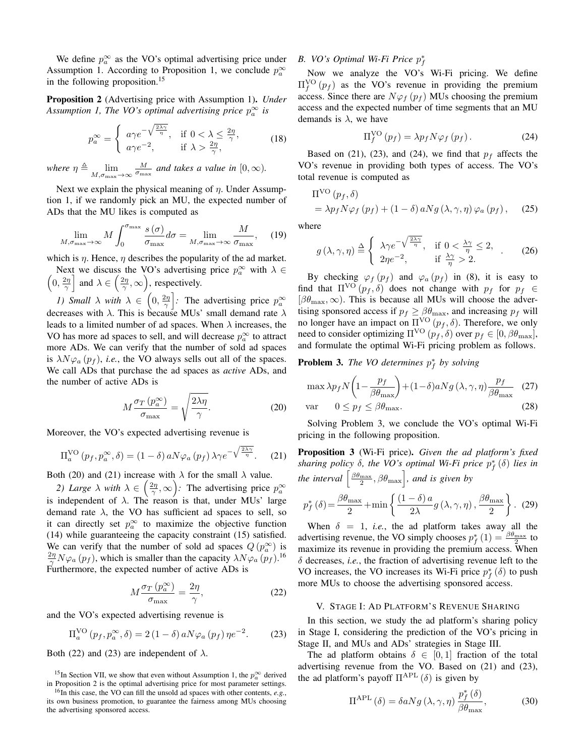We define $p_a^\infty$ as the VO's optimal advertising price under Assumption 1. According to Proposition 1, we conclude $p_a^\infty$ in the following proposition.[15]

**Proposition 2** (Advertising price with Assumption 1)**.** *Under Assumption 1, The VO's optimal advertising price $p_a^\infty$ is*

$$p_a^\infty = \begin{cases} a\gamma e^{-\sqrt{\frac{2\lambda\gamma}{\eta}}}, & \text{if } 0 < \lambda \leq \frac{2\eta}{\gamma}, \\ a\gamma e^{-2}, & \text{if } \lambda > \frac{2\eta}{\gamma}, \end{cases} \tag{18}$$

*where $\eta \triangleq \lim\limits_{M,\sigma_{\max}\to\infty} \frac{M}{\sigma_{\max}}$ and takes a value in $[0,\infty)$.*

Next we explain the physical meaning of $\eta$. Under Assumption 1, if we randomly pick an MU, the expected number of ADs that the MU likes is computed as

$$\lim_{M,\sigma_{\max}\to\infty} M \int_0^{\sigma_{\max}} \frac{s(\sigma)}{\sigma_{\max}} d\sigma = \lim_{M,\sigma_{\max}\to\infty} \frac{M}{\sigma_{\max}}, \tag{19}$$

which is $\eta$. Hence, $\eta$ describes the popularity of the ad market.

Next we discuss the VO's advertising price $p_a^\infty$ with $\lambda \in \left(0, \frac{2\eta}{\gamma}\right]$ and $\lambda \in \left(\frac{2\eta}{\gamma}, \infty\right)$, respectively.

*1) Small $\lambda$ with $\lambda \in \left(0, \frac{2\eta}{\gamma}\right]$:* The advertising price $p_a^\infty$ decreases with $\lambda$. This is because MUs' small demand rate $\lambda$ leads to a limited number of ad spaces. When $\lambda$ increases, the VO has more ad spaces to sell, and will decrease $p_a^\infty$ to attract more ADs. We can verify that the number of sold ad spaces is $\lambda N \varphi_a(p_f)$, *i.e.*, the VO always sells out all of the spaces. We call ADs that purchase the ad spaces as *active* ADs, and the number of active ADs is

$$M \frac{\sigma_T(p_a^\infty)}{\sigma_{\max}} = \sqrt{\frac{2\lambda\eta}{\gamma}}. \tag{20}$$

Moreover, the VO's expected advertising revenue is

$$\Pi_a^{\rm VO}(p_f, p_a^\infty, \delta) = (1-\delta) a N \varphi_a(p_f) \lambda\gamma e^{-\sqrt{\frac{2\lambda\gamma}{\eta}}}. \tag{21}$$

Both (20) and (21) increase with $\lambda$ for the small $\lambda$ value.

*2) Large $\lambda$ with $\lambda \in \left(\frac{2\eta}{\gamma}, \infty\right)$:* The advertising price $p_a^\infty$ is independent of $\lambda$. The reason is that, under MUs' large demand rate $\lambda$, the VO has sufficient ad spaces to sell, so it can directly set $p_a^\infty$ to maximize the objective function (14) while guaranteeing the capacity constraint (15) satisfied. We can verify that the number of sold ad spaces $Q(p_a^\infty)$ is $\frac{2\eta}{\gamma} N \varphi_a(p_f)$, which is smaller than the capacity $\lambda N \varphi_a(p_f)$.[16] Furthermore, the expected number of active ADs is

$$M \frac{\sigma_T(p_a^\infty)}{\sigma_{\max}} = \frac{2\eta}{\gamma}, \tag{22}$$

and the VO's expected advertising revenue is

$$\Pi_a^{\rm VO}(p_f, p_a^\infty, \delta) = 2(1-\delta) a N \varphi_a(p_f) \eta e^{-2}. \tag{23}$$

Both (22) and (23) are independent of $\lambda$.

[15] In Section VII, we show that even without Assumption 1, the $p_a^\infty$ derived in Proposition 2 is the optimal advertising price for most parameter settings.

[16] In this case, the VO can fill the unsold ad spaces with other contents, *e.g.*, its own business promotion, to guarantee the fairness among MUs choosing the advertising sponsored access.

### B. VO's Optimal Wi-Fi Price $p_f^*$

Now we analyze the VO's Wi-Fi pricing. We define $\Pi_f^{\rm VO}(p_f)$ as the VO's revenue in providing the premium access. Since there are $N\varphi_f(p_f)$ MUs choosing the premium access and the expected number of time segments that an MU demands is $\lambda$, we have

$$\Pi_f^{\rm VO}(p_f) = \lambda p_f N \varphi_f(p_f). \tag{24}$$

Based on (21), (23), and (24), we find that $p_f$ affects the VO's revenue in providing both types of access. The VO's total revenue is computed as

$$\begin{aligned}&\Pi^{\rm VO}(p_f, \delta) \\ &= \lambda p_f N \varphi_f(p_f) + (1-\delta) a N g(\lambda,\gamma,\eta) \varphi_a(p_f),\end{aligned} \tag{25}$$

where

$$g(\lambda,\gamma,\eta) \triangleq \begin{cases} \lambda\gamma e^{-\sqrt{\frac{2\lambda\gamma}{\eta}}}, & \text{if } 0 < \frac{\lambda\gamma}{\eta} \leq 2, \\ 2\eta e^{-2}, & \text{if } \frac{\lambda\gamma}{\eta} > 2. \end{cases} \tag{26}$$

By checking $\varphi_f(p_f)$ and $\varphi_a(p_f)$ in (8), it is easy to find that $\Pi^{\rm VO}(p_f,\delta)$ does not change with $p_f$ for $p_f \in [\beta\theta_{\max}, \infty)$. This is because all MUs will choose the advertising sponsored access if $p_f \geq \beta\theta_{\max}$, and increasing $p_f$ will no longer have an impact on $\Pi^{\rm VO}(p_f,\delta)$. Therefore, we only need to consider optimizing $\Pi^{\rm VO}(p_f,\delta)$ over $p_f \in [0, \beta\theta_{\max}]$, and formulate the optimal Wi-Fi pricing problem as follows.

**Problem 3.** *The VO determines $p_f^*$ by solving*

$$\max \lambda p_f N\left(1 - \frac{p_f}{\beta\theta_{\max}}\right) + (1-\delta) a N g(\lambda,\gamma,\eta) \frac{p_f}{\beta\theta_{\max}} \tag{27}$$

$$\text{var} \quad 0 \leq p_f \leq \beta\theta_{\max}. \tag{28}$$

Solving Problem 3, we conclude the VO's optimal Wi-Fi pricing in the following proposition.

**Proposition 3** (Wi-Fi price)**.** *Given the ad platform's fixed sharing policy $\delta$, the VO's optimal Wi-Fi price $p_f^*(\delta)$ lies in the interval $\left[\frac{\beta\theta_{\max}}{2}, \beta\theta_{\max}\right]$, and is given by*

$$p_f^*(\delta) = \frac{\beta\theta_{\max}}{2} + \min\left\{\frac{(1-\delta)a}{2\lambda} g(\lambda,\gamma,\eta), \frac{\beta\theta_{\max}}{2}\right\}. \tag{29}$$

When $\delta = 1$, *i.e.*, the ad platform takes away all the advertising revenue, the VO simply chooses $p_f^*(1) = \frac{\beta\theta_{\max}}{2}$ to maximize its revenue in providing the premium access. When $\delta$ decreases, *i.e.*, the fraction of advertising revenue left to the VO increases, the VO increases its Wi-Fi price $p_f^*(\delta)$ to push more MUs to choose the advertising sponsored access.

## V. Stage I: Ad Platform's Revenue Sharing

In this section, we study the ad platform's sharing policy in Stage I, considering the prediction of the VO's pricing in Stage II, and MUs and ADs' strategies in Stage III.

The ad platform obtains $\delta \in [0,1]$ fraction of the total advertising revenue from the VO. Based on (21) and (23), the ad platform's payoff $\Pi^{\rm APL}(\delta)$ is given by

$$\Pi^{\rm APL}(\delta) = \delta a N g(\lambda,\gamma,\eta) \frac{p_f^*(\delta)}{\beta\theta_{\max}}, \tag{30}$$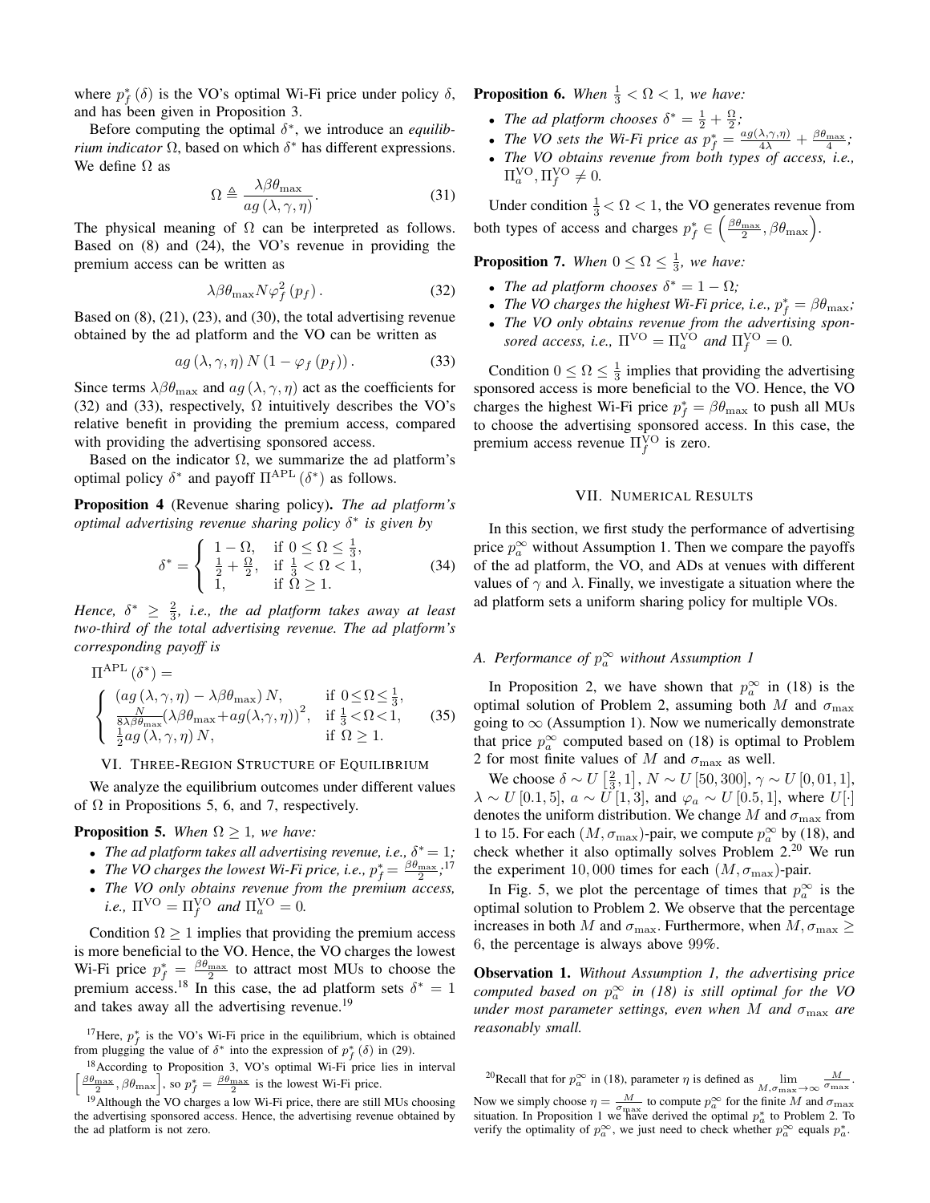where $p_f^*(\delta)$ is the VO's optimal Wi-Fi price under policy $\delta$, and has been given in Proposition 3.

Before computing the optimal $\delta^*$, we introduce an *equilibrium indicator* $\Omega$, based on which $\delta^*$ has different expressions. We define $\Omega$ as

$$\Omega \triangleq \frac{\lambda \beta \theta_{\max}}{ag(\lambda, \gamma, \eta)}. \tag{31}$$

The physical meaning of $\Omega$ can be interpreted as follows. Based on (8) and (24), the VO's revenue in providing the premium access can be written as

$$\lambda \beta \theta_{\max} N \varphi_f^2(p_f). \tag{32}$$

Based on (8), (21), (23), and (30), the total advertising revenue obtained by the ad platform and the VO can be written as

$$ag(\lambda, \gamma, \eta) N (1 - \varphi_f(p_f)). \tag{33}$$

Since terms $\lambda \beta \theta_{\max}$ and $ag(\lambda, \gamma, \eta)$ act as the coefficients for (32) and (33), respectively, $\Omega$ intuitively describes the VO's relative benefit in providing the premium access, compared with providing the advertising sponsored access.

Based on the indicator $\Omega$, we summarize the ad platform's optimal policy $\delta^*$ and payoff $\Pi^{\rm APL}(\delta^*)$ as follows.

**Proposition 4** (Revenue sharing policy). *The ad platform's optimal advertising revenue sharing policy $\delta^*$ is given by*

$$\delta^* = \begin{cases} 1 - \Omega, & \text{if } 0 \leq \Omega \leq \frac{1}{3}, \\ \frac{1}{2} + \frac{\Omega}{2}, & \text{if } \frac{1}{3} < \Omega < 1, \\ 1, & \text{if } \Omega \geq 1. \end{cases} \tag{34}$$

*Hence, $\delta^* \geq \frac{2}{3}$, i.e., the ad platform takes away at least two-third of the total advertising revenue. The ad platform's corresponding payoff is*

$$\Pi^{\rm APL}(\delta^*) = \begin{cases} (ag(\lambda, \gamma, \eta) - \lambda \beta \theta_{\max}) N, & \text{if } 0 \leq \Omega \leq \frac{1}{3}, \\ \frac{N}{8 \lambda \beta \theta_{\max}} (\lambda \beta \theta_{\max} + ag(\lambda, \gamma, \eta))^2, & \text{if } \frac{1}{3} < \Omega < 1, \\ \frac{1}{2} ag(\lambda, \gamma, \eta) N, & \text{if } \Omega \geq 1. \end{cases} \tag{35}$$

## VI. Three-Region Structure of Equilibrium

We analyze the equilibrium outcomes under different values of $\Omega$ in Propositions 5, 6, and 7, respectively.

**Proposition 5.** *When $\Omega \geq 1$, we have:*

- *The ad platform takes all advertising revenue, i.e., $\delta^* = 1$;*
- *The VO charges the lowest Wi-Fi price, i.e., $p_f^* = \frac{\beta \theta_{\max}}{2}$;*[17]
- *The VO only obtains revenue from the premium access, i.e., $\Pi^{\rm VO} = \Pi_f^{\rm VO}$ and $\Pi_a^{\rm VO} = 0$.*

Condition $\Omega \geq 1$ implies that providing the premium access is more beneficial to the VO. Hence, the VO charges the lowest Wi-Fi price $p_f^* = \frac{\beta \theta_{\max}}{2}$ to attract most MUs to choose the premium access.[18] In this case, the ad platform sets $\delta^* = 1$ and takes away all the advertising revenue.[19]

**Proposition 6.** *When $\frac{1}{3} < \Omega < 1$, we have:*

- *The ad platform chooses $\delta^* = \frac{1}{2} + \frac{\Omega}{2}$;*
- *The VO sets the Wi-Fi price as $p_f^* = \frac{ag(\lambda, \gamma, \eta)}{4\lambda} + \frac{\beta \theta_{\max}}{4}$;*
- *The VO obtains revenue from both types of access, i.e., $\Pi_a^{\rm VO}, \Pi_f^{\rm VO} \neq 0$.*

Under condition $\frac{1}{3} < \Omega < 1$, the VO generates revenue from both types of access and charges $p_f^* \in \left(\frac{\beta \theta_{\max}}{2}, \beta \theta_{\max}\right)$.

**Proposition 7.** *When $0 \leq \Omega \leq \frac{1}{3}$, we have:*

- *The ad platform chooses $\delta^* = 1 - \Omega$;*
- *The VO charges the highest Wi-Fi price, i.e., $p_f^* = \beta \theta_{\max}$;*
- *The VO only obtains revenue from the advertising sponsored access, i.e., $\Pi^{\rm VO} = \Pi_a^{\rm VO}$ and $\Pi_f^{\rm VO} = 0$.*

Condition $0 \leq \Omega \leq \frac{1}{3}$ implies that providing the advertising sponsored access is more beneficial to the VO. Hence, the VO charges the highest Wi-Fi price $p_f^* = \beta \theta_{\max}$ to push all MUs to choose the advertising sponsored access. In this case, the premium access revenue $\Pi_f^{\rm VO}$ is zero.

## VII. Numerical Results

In this section, we first study the performance of advertising price $p_a^\infty$ without Assumption 1. Then we compare the payoffs of the ad platform, the VO, and ADs at venues with different values of $\gamma$ and $\lambda$. Finally, we investigate a situation where the ad platform sets a uniform sharing policy for multiple VOs.

### A. Performance of $p_a^\infty$ without Assumption 1

In Proposition 2, we have shown that $p_a^\infty$ in (18) is the optimal solution of Problem 2, assuming both $M$ and $\sigma_{\max}$ going to $\infty$ (Assumption 1). Now we numerically demonstrate that price $p_a^\infty$ computed based on (18) is optimal to Problem 2 for most finite values of $M$ and $\sigma_{\max}$ as well.

We choose $\delta \sim U\left[\frac{2}{3}, 1\right]$, $N \sim U[50, 300]$, $\gamma \sim U[0, 01, 1]$, $\lambda \sim U[0.1, 5]$, $a \sim U[1, 3]$, and $\varphi_a \sim U[0.5, 1]$, where $U[\cdot]$ denotes the uniform distribution. We change $M$ and $\sigma_{\max}$ from 1 to 15. For each $(M, \sigma_{\max})$-pair, we compute $p_a^\infty$ by (18), and check whether it also optimally solves Problem 2.[20] We run the experiment 10,000 times for each $(M, \sigma_{\max})$-pair.

In Fig. 5, we plot the percentage of times that $p_a^\infty$ is the optimal solution to Problem 2. We observe that the percentage increases in both $M$ and $\sigma_{\max}$. Furthermore, when $M, \sigma_{\max} \geq 6$, the percentage is always above 99%.

**Observation 1.** *Without Assumption 1, the advertising price computed based on $p_a^\infty$ in (18) is still optimal for the VO under most parameter settings, even when $M$ and $\sigma_{\max}$ are reasonably small.*

---

[17] Here, $p_f^*$ is the VO's Wi-Fi price in the equilibrium, which is obtained from plugging the value of $\delta^*$ into the expression of $p_f^*(\delta)$ in (29).

[18] According to Proposition 3, VO's optimal Wi-Fi price lies in interval $\left[\frac{\beta \theta_{\max}}{2}, \beta \theta_{\max}\right]$, so $p_f^* = \frac{\beta \theta_{\max}}{2}$ is the lowest Wi-Fi price.

[19] Although the VO charges a low Wi-Fi price, there are still MUs choosing the advertising sponsored access. Hence, the advertising revenue obtained by the ad platform is not zero.

[20] Recall that for $p_a^\infty$ in (18), parameter $\eta$ is defined as $\lim_{M, \sigma_{\max} \to \infty} \frac{M}{\sigma_{\max}}$. Now we simply choose $\eta = \frac{M}{\sigma_{\max}}$ to compute $p_a^\infty$ for the finite $M$ and $\sigma_{\max}$ situation. In Proposition 1 we have derived the optimal $p_a^*$ to Problem 2. To verify the optimality of $p_a^\infty$, we just need to check whether $p_a^\infty$ equals $p_a^*$.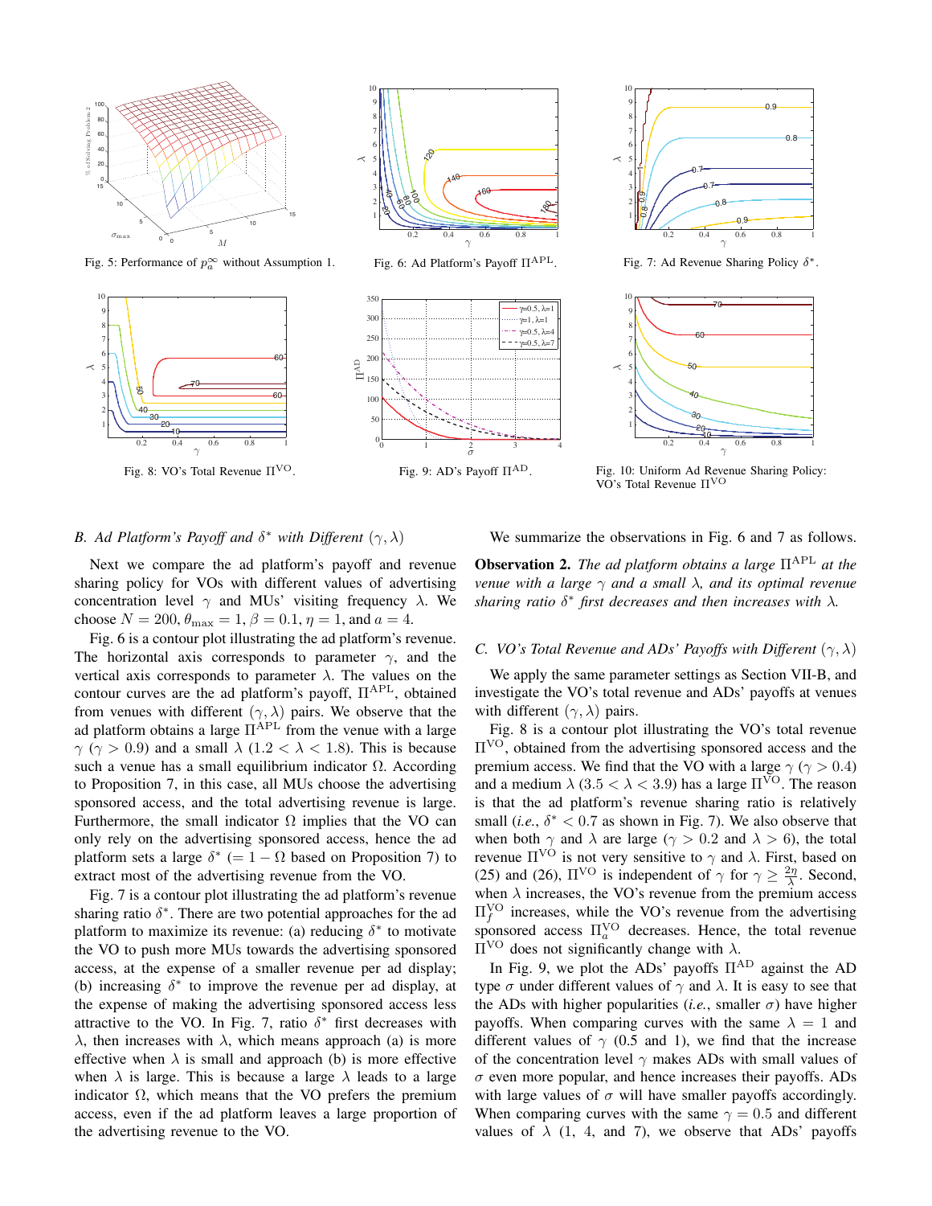Fig. 5: Performance of $p_a^\infty$ without Assumption 1.

Fig. 6: Ad Platform's Payoff $\Pi^{\rm APL}$.

Fig. 7: Ad Revenue Sharing Policy $\delta^*$.

Fig. 8: VO's Total Revenue $\Pi^{\rm VO}$.

Fig. 9: AD's Payoff $\Pi^{\rm AD}$.

Fig. 10: Uniform Ad Revenue Sharing Policy: VO's Total Revenue $\Pi^{\rm VO}$

### B. Ad Platform's Payoff and $\delta^*$ with Different $(\gamma, \lambda)$

Next we compare the ad platform's payoff and revenue sharing policy for VOs with different values of advertising concentration level $\gamma$ and MUs' visiting frequency $\lambda$. We choose $N = 200, \theta_{\max} = 1, \beta = 0.1, \eta = 1$, and $a = 4$.

Fig. 6 is a contour plot illustrating the ad platform's revenue. The horizontal axis corresponds to parameter $\gamma$, and the vertical axis corresponds to parameter $\lambda$. The values on the contour curves are the ad platform's payoff, $\Pi^{\rm APL}$, obtained from venues with different $(\gamma, \lambda)$ pairs. We observe that the ad platform obtains a large $\Pi^{\rm APL}$ from the venue with a large $\gamma$ ($\gamma > 0.9$) and a small $\lambda$ ($1.2 < \lambda < 1.8$). This is because such a venue has a small equilibrium indicator $\Omega$. According to Proposition 7, in this case, all MUs choose the advertising sponsored access, and the total advertising revenue is large. Furthermore, the small indicator $\Omega$ implies that the VO can only rely on the advertising sponsored access, hence the ad platform sets a large $\delta^*$ ($= 1 - \Omega$ based on Proposition 7) to extract most of the advertising revenue from the VO.

Fig. 7 is a contour plot illustrating the ad platform's revenue sharing ratio $\delta^*$. There are two potential approaches for the ad platform to maximize its revenue: (a) reducing $\delta^*$ to motivate the VO to push more MUs towards the advertising sponsored access, at the expense of a smaller revenue per ad display; (b) increasing $\delta^*$ to improve the revenue per ad display, at the expense of making the advertising sponsored access less attractive to the VO. In Fig. 7, ratio $\delta^*$ first decreases with $\lambda$, then increases with $\lambda$, which means approach (a) is more effective when $\lambda$ is small and approach (b) is more effective when $\lambda$ is large. This is because a large $\lambda$ leads to a large indicator $\Omega$, which means that the VO prefers the premium access, even if the ad platform leaves a large proportion of the advertising revenue to the VO.

We summarize the observations in Fig. 6 and 7 as follows.

**Observation 2.** *The ad platform obtains a large $\Pi^{\rm APL}$ at the venue with a large $\gamma$ and a small $\lambda$, and its optimal revenue sharing ratio $\delta^*$ first decreases and then increases with $\lambda$.*

### C. VO's Total Revenue and ADs' Payoffs with Different $(\gamma, \lambda)$

We apply the same parameter settings as Section VII-B, and investigate the VO's total revenue and ADs' payoffs at venues with different $(\gamma, \lambda)$ pairs.

Fig. 8 is a contour plot illustrating the VO's total revenue $\Pi^{\rm VO}$, obtained from the advertising sponsored access and the premium access. We find that the VO with a large $\gamma$ ($\gamma > 0.4$) and a medium $\lambda$ ($3.5 < \lambda < 3.9$) has a large $\Pi^{\rm VO}$. The reason is that the ad platform's revenue sharing ratio is relatively small (*i.e.*, $\delta^* < 0.7$ as shown in Fig. 7). We also observe that when both $\gamma$ and $\lambda$ are large ($\gamma > 0.2$ and $\lambda > 6$), the total revenue $\Pi^{\rm VO}$ is not very sensitive to $\gamma$ and $\lambda$. First, based on (25) and (26), $\Pi^{\rm VO}$ is independent of $\gamma$ for $\gamma \ge \frac{2\eta}{\lambda}$. Second, when $\lambda$ increases, the VO's revenue from the premium access $\Pi_f^{\rm VO}$ increases, while the VO's revenue from the advertising sponsored access $\Pi_a^{\rm VO}$ decreases. Hence, the total revenue $\Pi^{\rm VO}$ does not significantly change with $\lambda$.

In Fig. 9, we plot the ADs' payoffs $\Pi^{\rm AD}$ against the AD type $\sigma$ under different values of $\gamma$ and $\lambda$. It is easy to see that the ADs with higher popularities (*i.e.*, smaller $\sigma$) have higher payoffs. When comparing curves with the same $\lambda = 1$ and different values of $\gamma$ (0.5 and 1), we find that the increase of the concentration level $\gamma$ makes ADs with small values of $\sigma$ even more popular, and hence increases their payoffs. ADs with large values of $\sigma$ will have smaller payoffs accordingly. When comparing curves with the same $\gamma = 0.5$ and different values of $\lambda$ (1, 4, and 7), we observe that ADs' payoffs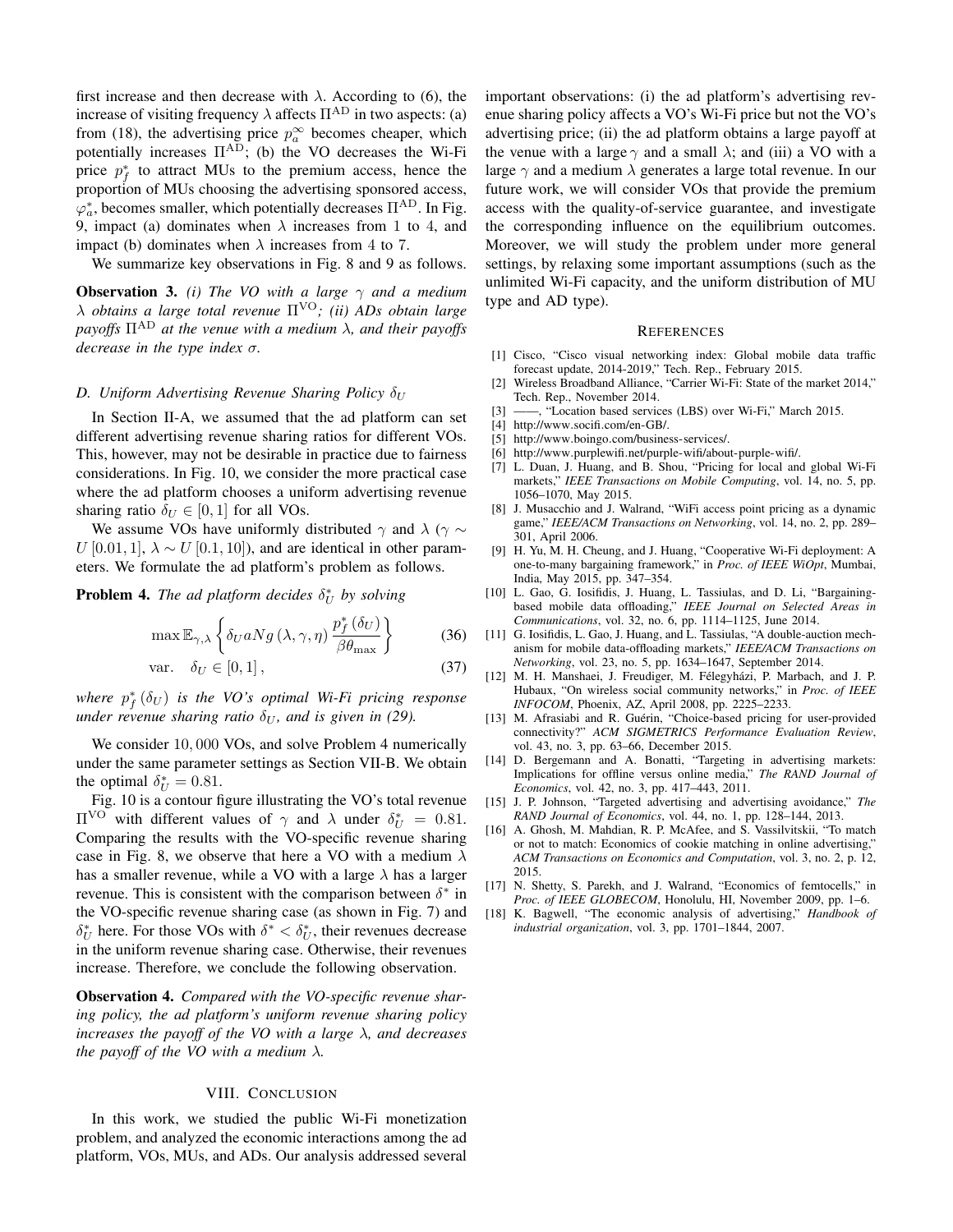first increase and then decrease with $\lambda$. According to (6), the increase of visiting frequency $\lambda$ affects $\Pi^{\rm AD}$ in two aspects: (a) from (18), the advertising price $p_a^\infty$ becomes cheaper, which potentially increases $\Pi^{\rm AD}$; (b) the VO decreases the Wi-Fi price $p_f^*$ to attract MUs to the premium access, hence the proportion of MUs choosing the advertising sponsored access, $\varphi_a^*$, becomes smaller, which potentially decreases $\Pi^{\rm AD}$. In Fig. 9, impact (a) dominates when $\lambda$ increases from 1 to 4, and impact (b) dominates when $\lambda$ increases from 4 to 7.

We summarize key observations in Fig. 8 and 9 as follows.

**Observation 3.** *(i) The VO with a large $\gamma$ and a medium $\lambda$ obtains a large total revenue $\Pi^{\rm VO}$; (ii) ADs obtain large payoffs $\Pi^{\rm AD}$ at the venue with a medium $\lambda$, and their payoffs decrease in the type index $\sigma$.*

### D. Uniform Advertising Revenue Sharing Policy $\delta_U$

In Section II-A, we assumed that the ad platform can set different advertising revenue sharing ratios for different VOs. This, however, may not be desirable in practice due to fairness considerations. In Fig. 10, we consider the more practical case where the ad platform chooses a uniform advertising revenue sharing ratio $\delta_U \in [0,1]$ for all VOs.

We assume VOs have uniformly distributed $\gamma$ and $\lambda$ ($\gamma \sim U[0.01,1]$, $\lambda \sim U[0.1,10]$), and are identical in other parameters. We formulate the ad platform's problem as follows.

**Problem 4.** *The ad platform decides $\delta_U^*$ by solving*

$$\max \mathbb{E}_{\gamma,\lambda}\left\{\delta_U a N g\left(\lambda,\gamma,\eta\right)\frac{p_f^*\left(\delta_U\right)}{\beta\theta_{\max}}\right\} \tag{36}$$

$$\text{var.} \quad \delta_U \in [0,1], \tag{37}$$

*where $p_f^*\left(\delta_U\right)$ is the VO's optimal Wi-Fi pricing response under revenue sharing ratio $\delta_U$, and is given in (29).*

We consider 10,000 VOs, and solve Problem 4 numerically under the same parameter settings as Section VII-B. We obtain the optimal $\delta_U^* = 0.81$.

Fig. 10 is a contour figure illustrating the VO's total revenue $\Pi^{\rm VO}$ with different values of $\gamma$ and $\lambda$ under $\delta_U^* = 0.81$. Comparing the results with the VO-specific revenue sharing case in Fig. 8, we observe that here a VO with a medium $\lambda$ has a smaller revenue, while a VO with a large $\lambda$ has a larger revenue. This is consistent with the comparison between $\delta^*$ in the VO-specific revenue sharing case (as shown in Fig. 7) and $\delta_U^*$ here. For those VOs with $\delta^* < \delta_U^*$, their revenues decrease in the uniform revenue sharing case. Otherwise, their revenues increase. Therefore, we conclude the following observation.

**Observation 4.** *Compared with the VO-specific revenue sharing policy, the ad platform's uniform revenue sharing policy increases the payoff of the VO with a large $\lambda$, and decreases the payoff of the VO with a medium $\lambda$.*

## VIII. Conclusion

In this work, we studied the public Wi-Fi monetization problem, and analyzed the economic interactions among the ad platform, VOs, MUs, and ADs. Our analysis addressed several important observations: (i) the ad platform's advertising revenue sharing policy affects a VO's Wi-Fi price but not the VO's advertising price; (ii) the ad platform obtains a large payoff at the venue with a large $\gamma$ and a small $\lambda$; and (iii) a VO with a large $\gamma$ and a medium $\lambda$ generates a large total revenue. In our future work, we will consider VOs that provide the premium access with the quality-of-service guarantee, and investigate the corresponding influence on the equilibrium outcomes. Moreover, we will study the problem under more general settings, by relaxing some important assumptions (such as the unlimited Wi-Fi capacity, and the uniform distribution of MU type and AD type).

## References

[1] Cisco, "Cisco visual networking index: Global mobile data traffic forecast update, 2014-2019," Tech. Rep., February 2015.

[2] Wireless Broadband Alliance, "Carrier Wi-Fi: State of the market 2014," Tech. Rep., November 2014.

[3] ——, "Location based services (LBS) over Wi-Fi," March 2015.

[4] http://www.socifi.com/en-GB/.

[5] http://www.boingo.com/business-services/.

[6] http://www.purplewifi.net/purple-wifi/about-purple-wifi/.

[7] L. Duan, J. Huang, and B. Shou, "Pricing for local and global Wi-Fi markets," *IEEE Transactions on Mobile Computing*, vol. 14, no. 5, pp. 1056–1070, May 2015.

[8] J. Musacchio and J. Walrand, "WiFi access point pricing as a dynamic game," *IEEE/ACM Transactions on Networking*, vol. 14, no. 2, pp. 289–301, April 2006.

[9] H. Yu, M. H. Cheung, and J. Huang, "Cooperative Wi-Fi deployment: A one-to-many bargaining framework," in *Proc. of IEEE WiOpt*, Mumbai, India, May 2015, pp. 347–354.

[10] L. Gao, G. Iosifidis, J. Huang, L. Tassiulas, and D. Li, "Bargaining-based mobile data offloading," *IEEE Journal on Selected Areas in Communications*, vol. 32, no. 6, pp. 1114–1125, June 2014.

[11] G. Iosifidis, L. Gao, J. Huang, and L. Tassiulas, "A double-auction mechanism for mobile data-offloading markets," *IEEE/ACM Transactions on Networking*, vol. 23, no. 5, pp. 1634–1647, September 2014.

[12] M. H. Manshaei, J. Freudiger, M. Félegyházi, P. Marbach, and J. P. Hubaux, "On wireless social community networks," in *Proc. of IEEE INFOCOM*, Phoenix, AZ, April 2008, pp. 2225–2233.

[13] M. Afrasiabi and R. Guérin, "Choice-based pricing for user-provided connectivity?" *ACM SIGMETRICS Performance Evaluation Review*, vol. 43, no. 3, pp. 63–66, December 2015.

[14] D. Bergemann and A. Bonatti, "Targeting in advertising markets: Implications for offline versus online media," *The RAND Journal of Economics*, vol. 42, no. 3, pp. 417–443, 2011.

[15] J. P. Johnson, "Targeted advertising and advertising avoidance," *The RAND Journal of Economics*, vol. 44, no. 1, pp. 128–144, 2013.

[16] A. Ghosh, M. Mahdian, R. P. McAfee, and S. Vassilvitskii, "To match or not to match: Economics of cookie matching in online advertising," *ACM Transactions on Economics and Computation*, vol. 3, no. 2, p. 12, 2015.

[17] N. Shetty, S. Parekh, and J. Walrand, "Economics of femtocells," in *Proc. of IEEE GLOBECOM*, Honolulu, HI, November 2009, pp. 1–6.

[18] K. Bagwell, "The economic analysis of advertising," *Handbook of industrial organization*, vol. 3, pp. 1701–1844, 2007.